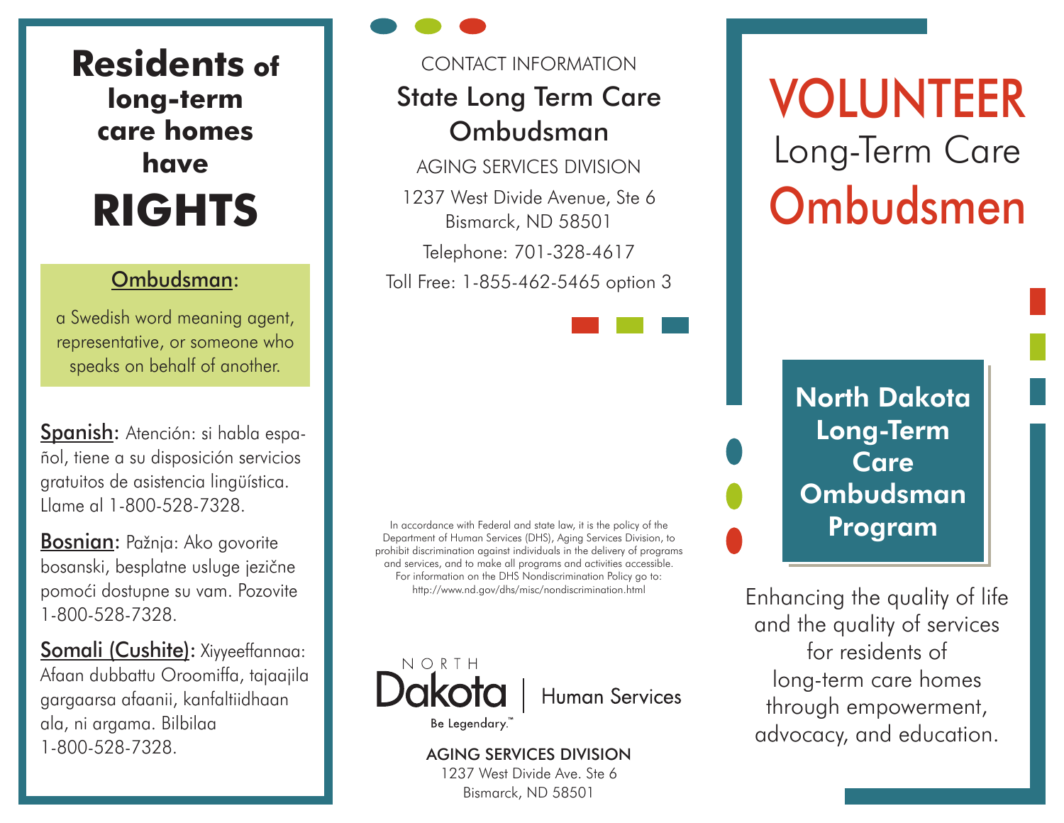# Residents of long-term care homes have RIGHTS

**Ombudsman:**

a Swedish word meaning agent, representative, or someone who speaks on behalf of another.

**Spanish:** Atención: si habla español, tiene a su disposición servicios gratuitos de asistencia lingüística. Llame al 1-800-528-7328.

**Bosnian:** Pažnja: Ako govorite bosanski, besplatne usluge jezične pomoći dostupne su vam. Pozovite 1-800-528-7328.

**Somali (Cushite):** Xiyyeeffannaa: Afaan dubbattu Oroomiffa, tajaajila gargaarsa afaanii, kanfaltiidhaan ala, ni argama. Bilbilaa 1-800-528-7328.

CONTACT INFORMATION

## State Long Term Care Ombudsman

AGING SERVICES DIVISION

1237 West Divide Avenue, Ste 6
Bismarck, ND 58501

Telephone: 701-328-4617

Toll Free: 1-855-462-5465 option 3

In accordance with Federal and state law, it is the policy of the Department of Human Services (DHS), Aging Services Division, to prohibit discrimination against individuals in the delivery of programs and services, and to make all programs and activities accessible. For information on the DHS Nondiscrimination Policy go to: http://www.nd.gov/dhs/misc/nondiscrimination.html

NORTH Dakota | Human Services
Be Legendary.™

AGING SERVICES DIVISION
1237 West Divide Ave. Ste 6
Bismarck, ND 58501

# VOLUNTEER Long-Term Care Ombudsmen

## North Dakota Long-Term Care Ombudsman Program

Enhancing the quality of life and the quality of services for residents of long-term care homes through empowerment, advocacy, and education.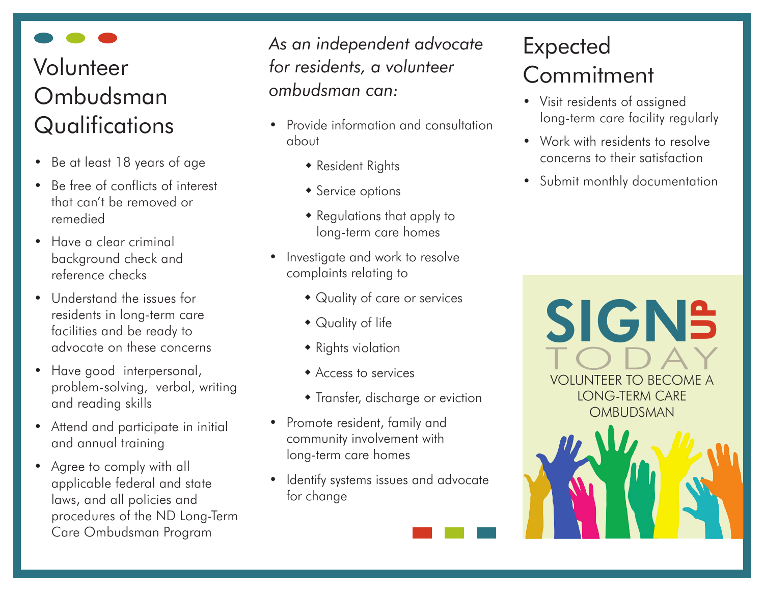# Volunteer Ombudsman Qualifications

- Be at least 18 years of age
- Be free of conflicts of interest that can't be removed or remedied
- Have a clear criminal background check and reference checks
- Understand the issues for residents in long-term care facilities and be ready to advocate on these concerns
- Have good interpersonal, problem-solving, verbal, writing and reading skills
- Attend and participate in initial and annual training
- Agree to comply with all applicable federal and state laws, and all policies and procedures of the ND Long-Term Care Ombudsman Program

*As an independent advocate for residents, a volunteer ombudsman can:*

- Provide information and consultation about
  - Resident Rights
  - Service options
  - Regulations that apply to long-term care homes
- Investigate and work to resolve complaints relating to
  - Quality of care or services
  - Quality of life
  - Rights violation
  - Access to services
  - Transfer, discharge or eviction
- Promote resident, family and community involvement with long-term care homes
- Identify systems issues and advocate for change

# Expected Commitment

- Visit residents of assigned long-term care facility regularly
- Work with residents to resolve concerns to their satisfaction
- Submit monthly documentation

SIGN UP TODAY

VOLUNTEER TO BECOME A LONG-TERM CARE OMBUDSMAN